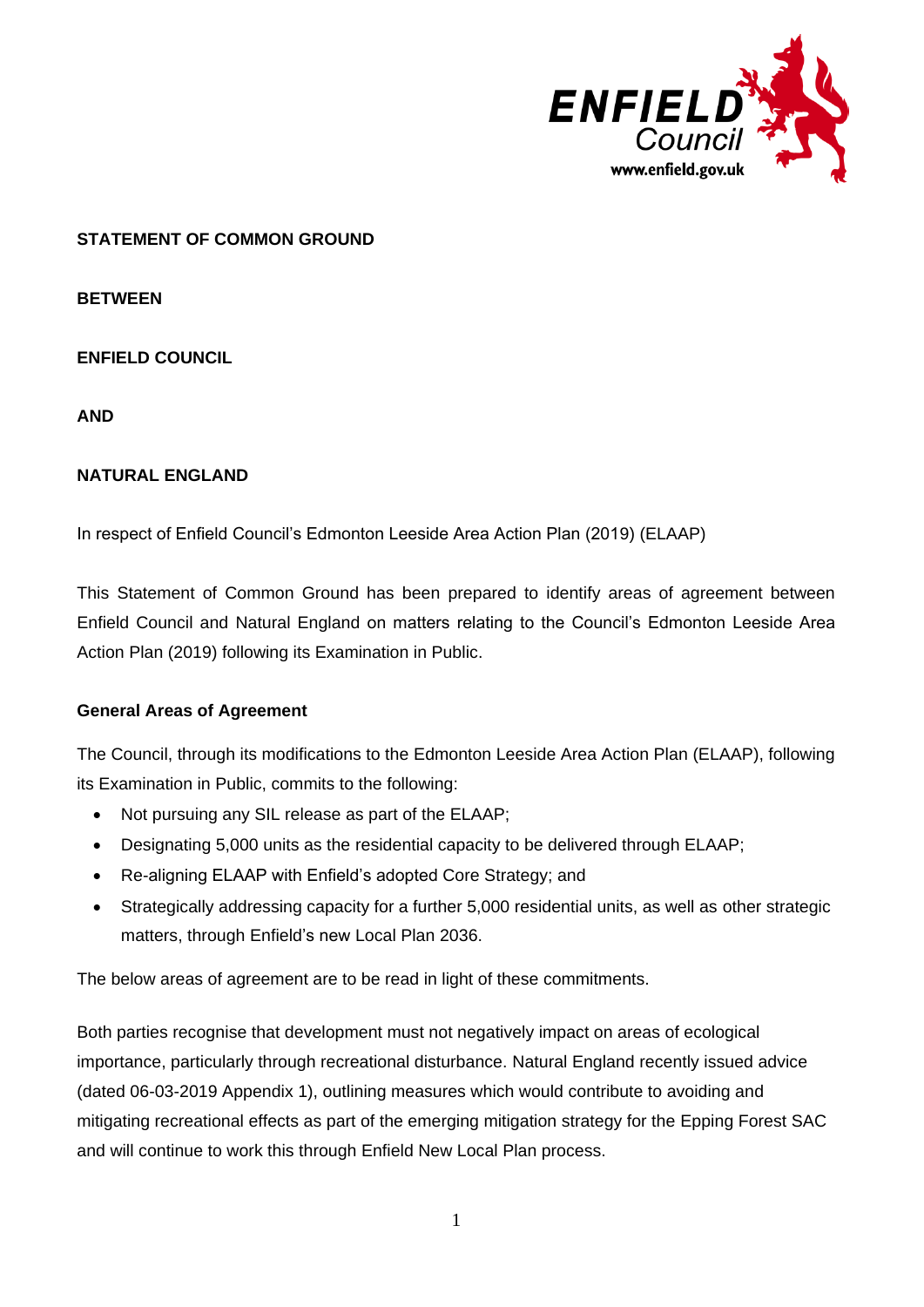**STATEMENT OF COMMON GROUND**

**BETWEEN**

**ENFIELD COUNCIL**

**AND**

**NATURAL ENGLAND**

In respect of Enfield Council's Edmonton Leeside Area Action Plan (2019) (ELAAP)

This Statement of Common Ground has been prepared to identify areas of agreement between Enfield Council and Natural England on matters relating to the Council's Edmonton Leeside Area Action Plan (2019) following its Examination in Public.

**General Areas of Agreement**

The Council, through its modifications to the Edmonton Leeside Area Action Plan (ELAAP), following its Examination in Public, commits to the following:

- Not pursuing any SIL release as part of the ELAAP;
- Designating 5,000 units as the residential capacity to be delivered through ELAAP;
- Re-aligning ELAAP with Enfield's adopted Core Strategy; and
- Strategically addressing capacity for a further 5,000 residential units, as well as other strategic matters, through Enfield's new Local Plan 2036.

The below areas of agreement are to be read in light of these commitments.

Both parties recognise that development must not negatively impact on areas of ecological importance, particularly through recreational disturbance. Natural England recently issued advice (dated 06-03-2019 Appendix 1), outlining measures which would contribute to avoiding and mitigating recreational effects as part of the emerging mitigation strategy for the Epping Forest SAC and will continue to work this through Enfield New Local Plan process.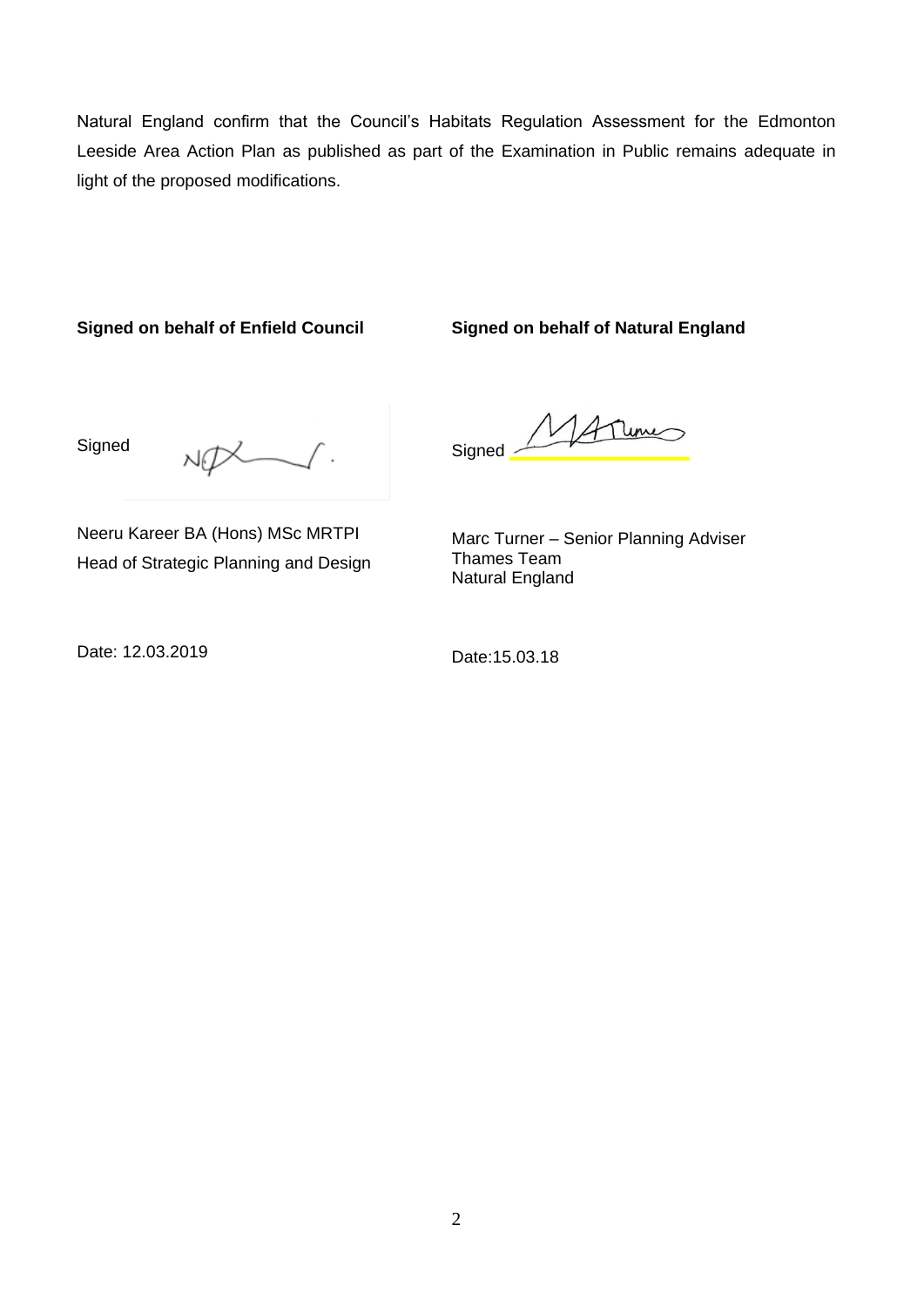Natural England confirm that the Council's Habitats Regulation Assessment for the Edmonton Leeside Area Action Plan as published as part of the Examination in Public remains adequate in light of the proposed modifications.

**Signed on behalf of Enfield Council**

Signed

Neeru Kareer BA (Hons) MSc MRTPI
Head of Strategic Planning and Design

Date: 12.03.2019

**Signed on behalf of Natural England**

Signed

Marc Turner – Senior Planning Adviser
Thames Team
Natural England

Date:15.03.18